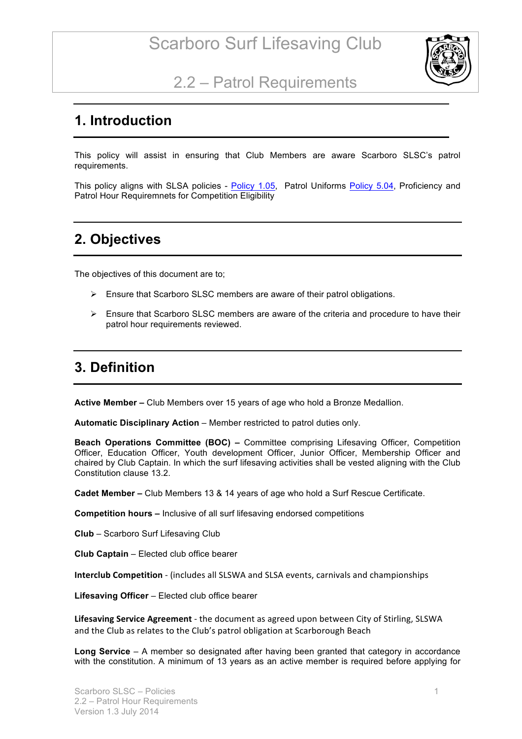# Scarboro Surf Lifesaving Club

## 2.2 – Patrol Requirements

## 1. Introduction

This policy will assist in ensuring that Club Members are aware Scarboro SLSC's patrol requirements.

This policy aligns with SLSA policies - Policy 1.05, Patrol Uniforms Policy 5.04, Proficiency and Patrol Hour Requiremnets for Competition Eligibility

## 2. Objectives

The objectives of this document are to;

- Ensure that Scarboro SLSC members are aware of their patrol obligations.
- Ensure that Scarboro SLSC members are aware of the criteria and procedure to have their patrol hour requirements reviewed.

## 3. Definition

**Active Member –** Club Members over 15 years of age who hold a Bronze Medallion.

**Automatic Disciplinary Action** – Member restricted to patrol duties only.

**Beach Operations Committee (BOC) –** Committee comprising Lifesaving Officer, Competition Officer, Education Officer, Youth development Officer, Junior Officer, Membership Officer and chaired by Club Captain. In which the surf lifesaving activities shall be vested aligning with the Club Constitution clause 13.2.

**Cadet Member –** Club Members 13 & 14 years of age who hold a Surf Rescue Certificate.

**Competition hours –** Inclusive of all surf lifesaving endorsed competitions

**Club** – Scarboro Surf Lifesaving Club

**Club Captain** – Elected club office bearer

**Interclub Competition** - (includes all SLSWA and SLSA events, carnivals and championships

**Lifesaving Officer** – Elected club office bearer

**Lifesaving Service Agreement** - the document as agreed upon between City of Stirling, SLSWA and the Club as relates to the Club's patrol obligation at Scarborough Beach

**Long Service** – A member so designated after having been granted that category in accordance with the constitution. A minimum of 13 years as an active member is required before applying for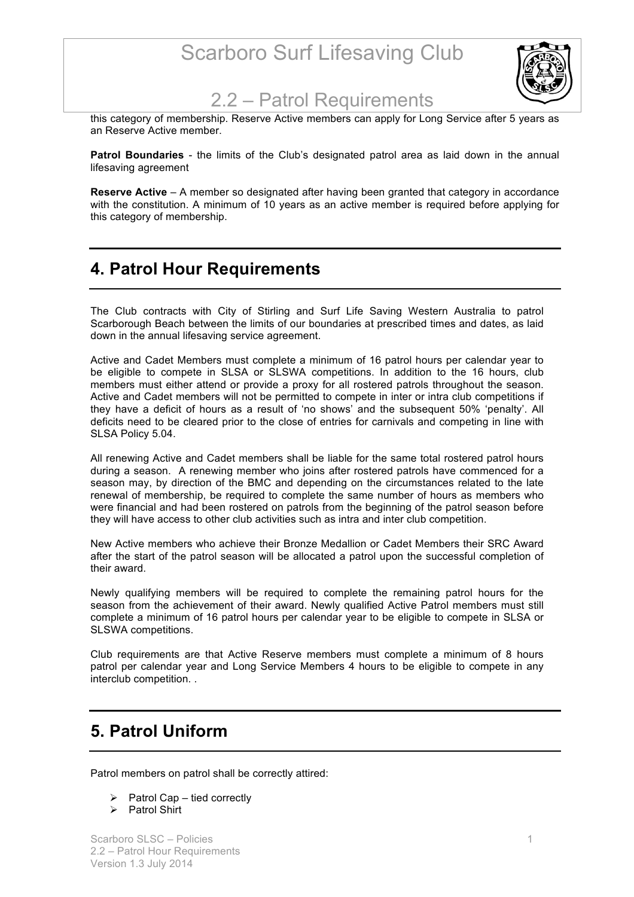this category of membership. Reserve Active members can apply for Long Service after 5 years as an Reserve Active member.

**Patrol Boundaries** - the limits of the Club's designated patrol area as laid down in the annual lifesaving agreement

**Reserve Active** – A member so designated after having been granted that category in accordance with the constitution. A minimum of 10 years as an active member is required before applying for this category of membership.

## 4. Patrol Hour Requirements

The Club contracts with City of Stirling and Surf Life Saving Western Australia to patrol Scarborough Beach between the limits of our boundaries at prescribed times and dates, as laid down in the annual lifesaving service agreement.

Active and Cadet Members must complete a minimum of 16 patrol hours per calendar year to be eligible to compete in SLSA or SLSWA competitions. In addition to the 16 hours, club members must either attend or provide a proxy for all rostered patrols throughout the season. Active and Cadet members will not be permitted to compete in inter or intra club competitions if they have a deficit of hours as a result of 'no shows' and the subsequent 50% 'penalty'. All deficits need to be cleared prior to the close of entries for carnivals and competing in line with SLSA Policy 5.04.

All renewing Active and Cadet members shall be liable for the same total rostered patrol hours during a season. A renewing member who joins after rostered patrols have commenced for a season may, by direction of the BMC and depending on the circumstances related to the late renewal of membership, be required to complete the same number of hours as members who were financial and had been rostered on patrols from the beginning of the patrol season before they will have access to other club activities such as intra and inter club competition.

New Active members who achieve their Bronze Medallion or Cadet Members their SRC Award after the start of the patrol season will be allocated a patrol upon the successful completion of their award.

Newly qualifying members will be required to complete the remaining patrol hours for the season from the achievement of their award. Newly qualified Active Patrol members must still complete a minimum of 16 patrol hours per calendar year to be eligible to compete in SLSA or SLSWA competitions.

Club requirements are that Active Reserve members must complete a minimum of 8 hours patrol per calendar year and Long Service Members 4 hours to be eligible to compete in any interclub competition. .

## 5. Patrol Uniform

Patrol members on patrol shall be correctly attired:

- Patrol Cap – tied correctly
- Patrol Shirt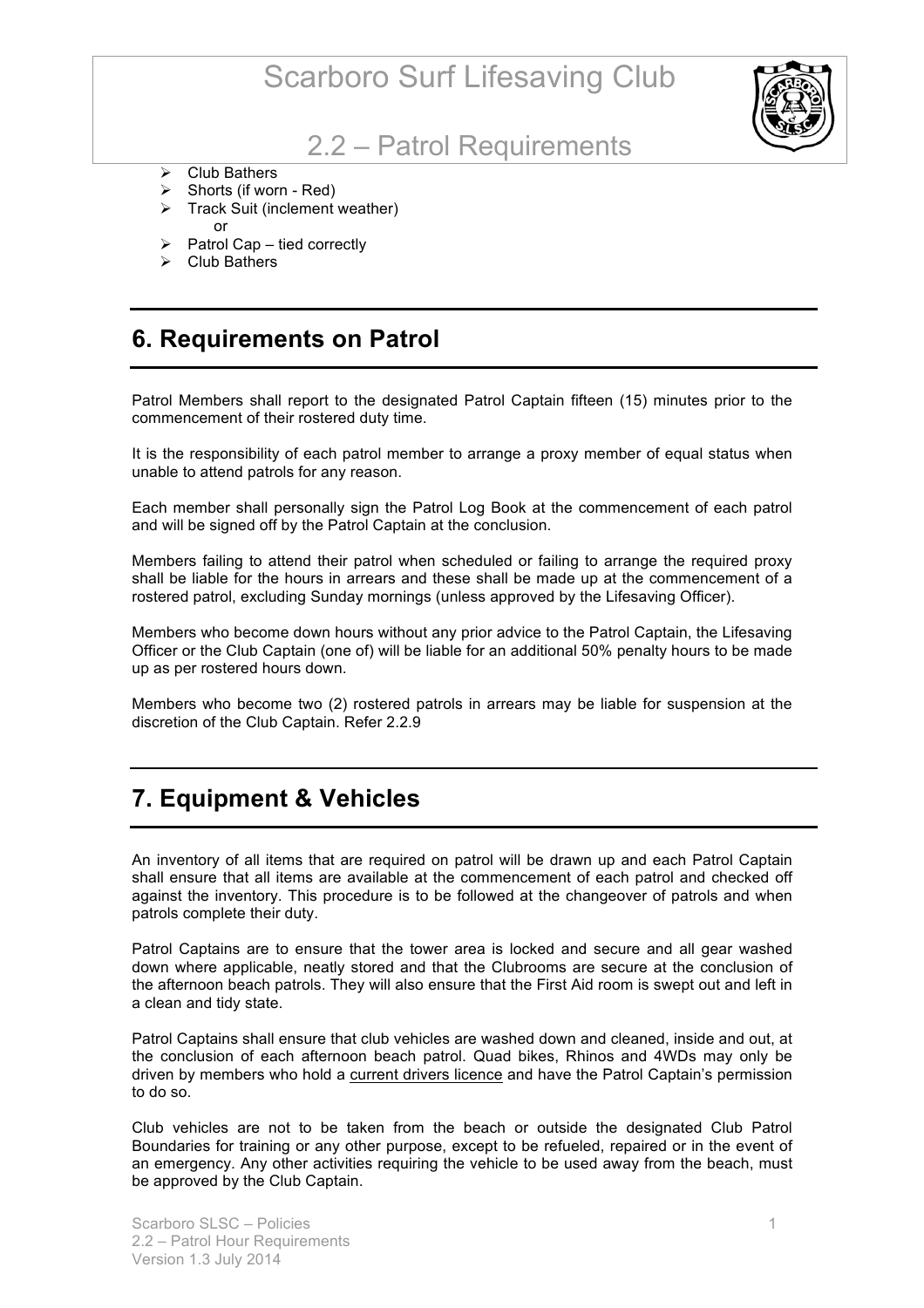- Club Bathers
- Shorts (if worn - Red)
- Track Suit (inclement weather)
  
  or
- Patrol Cap – tied correctly
- Club Bathers

## 6. Requirements on Patrol

Patrol Members shall report to the designated Patrol Captain fifteen (15) minutes prior to the commencement of their rostered duty time.

It is the responsibility of each patrol member to arrange a proxy member of equal status when unable to attend patrols for any reason.

Each member shall personally sign the Patrol Log Book at the commencement of each patrol and will be signed off by the Patrol Captain at the conclusion.

Members failing to attend their patrol when scheduled or failing to arrange the required proxy shall be liable for the hours in arrears and these shall be made up at the commencement of a rostered patrol, excluding Sunday mornings (unless approved by the Lifesaving Officer).

Members who become down hours without any prior advice to the Patrol Captain, the Lifesaving Officer or the Club Captain (one of) will be liable for an additional 50% penalty hours to be made up as per rostered hours down.

Members who become two (2) rostered patrols in arrears may be liable for suspension at the discretion of the Club Captain. Refer 2.2.9

## 7. Equipment & Vehicles

An inventory of all items that are required on patrol will be drawn up and each Patrol Captain shall ensure that all items are available at the commencement of each patrol and checked off against the inventory. This procedure is to be followed at the changeover of patrols and when patrols complete their duty.

Patrol Captains are to ensure that the tower area is locked and secure and all gear washed down where applicable, neatly stored and that the Clubrooms are secure at the conclusion of the afternoon beach patrols. They will also ensure that the First Aid room is swept out and left in a clean and tidy state.

Patrol Captains shall ensure that club vehicles are washed down and cleaned, inside and out, at the conclusion of each afternoon beach patrol. Quad bikes, Rhinos and 4WDs may only be driven by members who hold a current drivers licence and have the Patrol Captain's permission to do so.

Club vehicles are not to be taken from the beach or outside the designated Club Patrol Boundaries for training or any other purpose, except to be refueled, repaired or in the event of an emergency. Any other activities requiring the vehicle to be used away from the beach, must be approved by the Club Captain.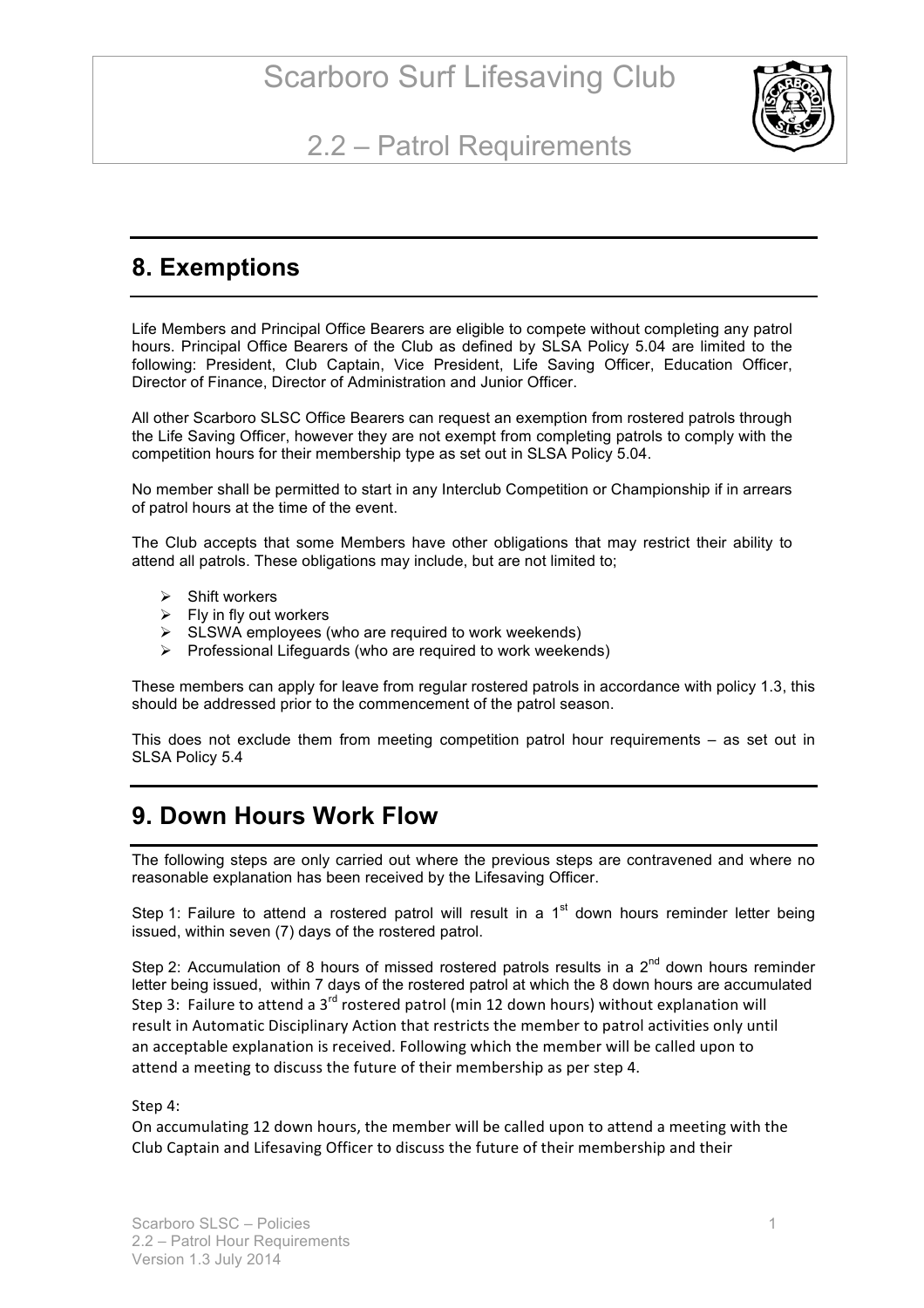## 8. Exemptions

Life Members and Principal Office Bearers are eligible to compete without completing any patrol hours. Principal Office Bearers of the Club as defined by SLSA Policy 5.04 are limited to the following: President, Club Captain, Vice President, Life Saving Officer, Education Officer, Director of Finance, Director of Administration and Junior Officer.

All other Scarboro SLSC Office Bearers can request an exemption from rostered patrols through the Life Saving Officer, however they are not exempt from completing patrols to comply with the competition hours for their membership type as set out in SLSA Policy 5.04.

No member shall be permitted to start in any Interclub Competition or Championship if in arrears of patrol hours at the time of the event.

The Club accepts that some Members have other obligations that may restrict their ability to attend all patrols. These obligations may include, but are not limited to;

- Shift workers
- Fly in fly out workers
- SLSWA employees (who are required to work weekends)
- Professional Lifeguards (who are required to work weekends)

These members can apply for leave from regular rostered patrols in accordance with policy 1.3, this should be addressed prior to the commencement of the patrol season.

This does not exclude them from meeting competition patrol hour requirements – as set out in SLSA Policy 5.4

## 9. Down Hours Work Flow

The following steps are only carried out where the previous steps are contravened and where no reasonable explanation has been received by the Lifesaving Officer.

Step 1: Failure to attend a rostered patrol will result in a 1st down hours reminder letter being issued, within seven (7) days of the rostered patrol.

Step 2: Accumulation of 8 hours of missed rostered patrols results in a 2nd down hours reminder letter being issued, within 7 days of the rostered patrol at which the 8 down hours are accumulated
Step 3: Failure to attend a 3rd rostered patrol (min 12 down hours) without explanation will result in Automatic Disciplinary Action that restricts the member to patrol activities only until an acceptable explanation is received. Following which the member will be called upon to attend a meeting to discuss the future of their membership as per step 4.

Step 4:
On accumulating 12 down hours, the member will be called upon to attend a meeting with the Club Captain and Lifesaving Officer to discuss the future of their membership and their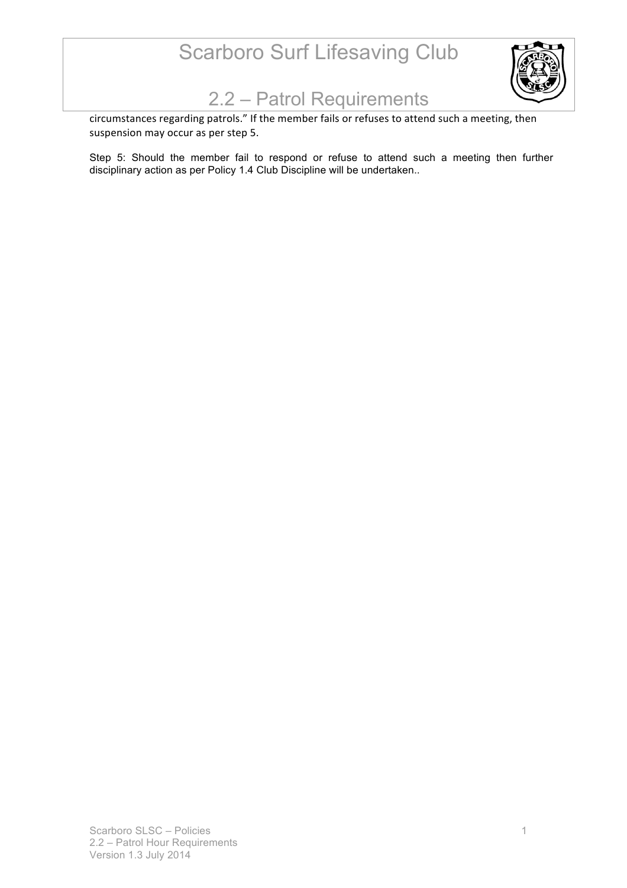circumstances regarding patrols." If the member fails or refuses to attend such a meeting, then suspension may occur as per step 5.

Step 5: Should the member fail to respond or refuse to attend such a meeting then further disciplinary action as per Policy 1.4 Club Discipline will be undertaken..